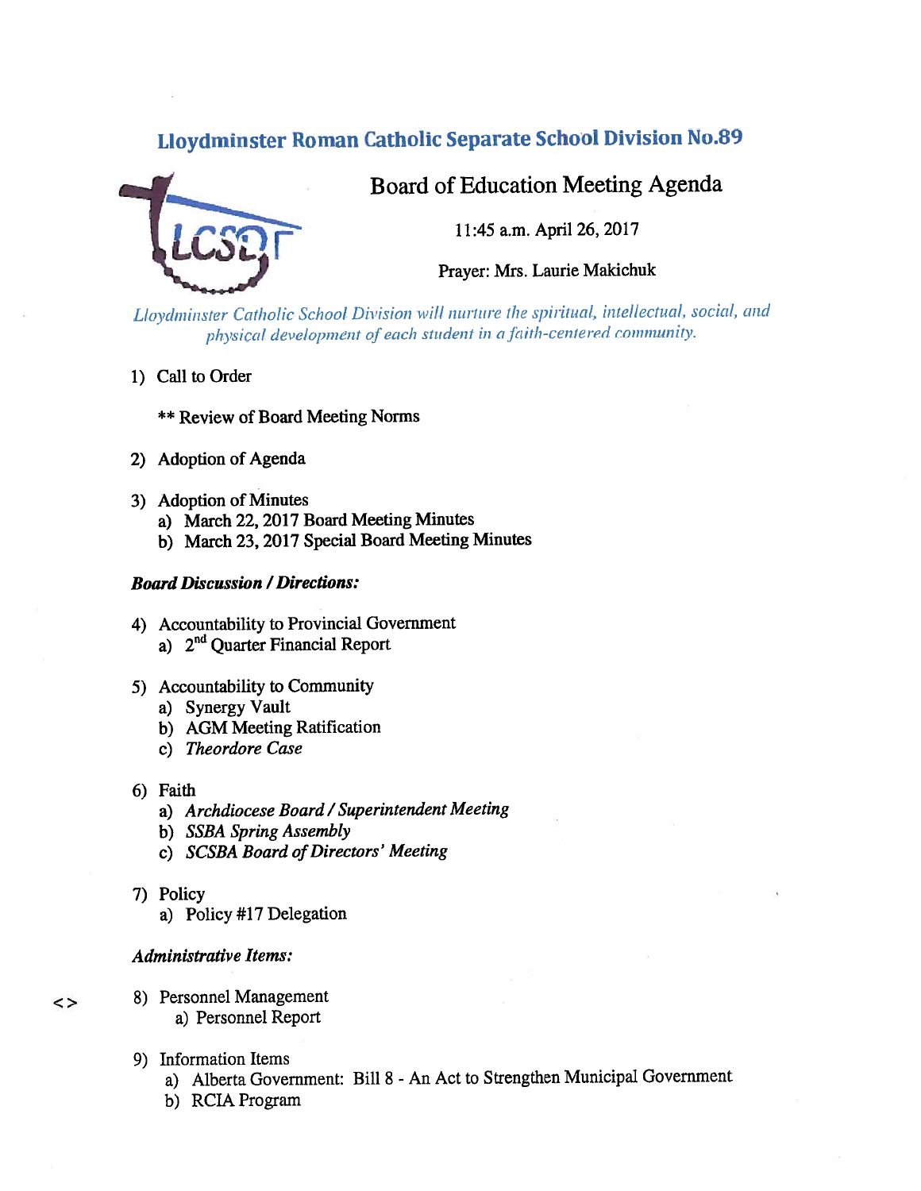# Lloydminster Roman Catholic Separate School Division No.89

## Board of Education Meeting Agenda

11:45 a.m. April 26, 2017

Prayer: Mrs. Laurie Makichuk

*Lloydminster Catholic School Division will nurture the spiritual, intellectual, social, and physical development of each student in a faith-centered community.*

1) Call to Order

   ** Review of Board Meeting Norms

2) Adoption of Agenda

3) Adoption of Minutes
   a) March 22, 2017 Board Meeting Minutes
   b) March 23, 2017 Special Board Meeting Minutes

***Board Discussion / Directions:***

4) Accountability to Provincial Government
   a) 2nd Quarter Financial Report

5) Accountability to Community
   a) Synergy Vault
   b) AGM Meeting Ratification
   c) *Theordore Case*

6) Faith
   a) *Archdiocese Board / Superintendent Meeting*
   b) *SSBA Spring Assembly*
   c) *SCSBA Board of Directors' Meeting*

7) Policy
   a) Policy #17 Delegation

***Administrative Items:***

<> 8) Personnel Management
   a) Personnel Report

9) Information Items
   a) Alberta Government: Bill 8 - An Act to Strengthen Municipal Government
   b) RCIA Program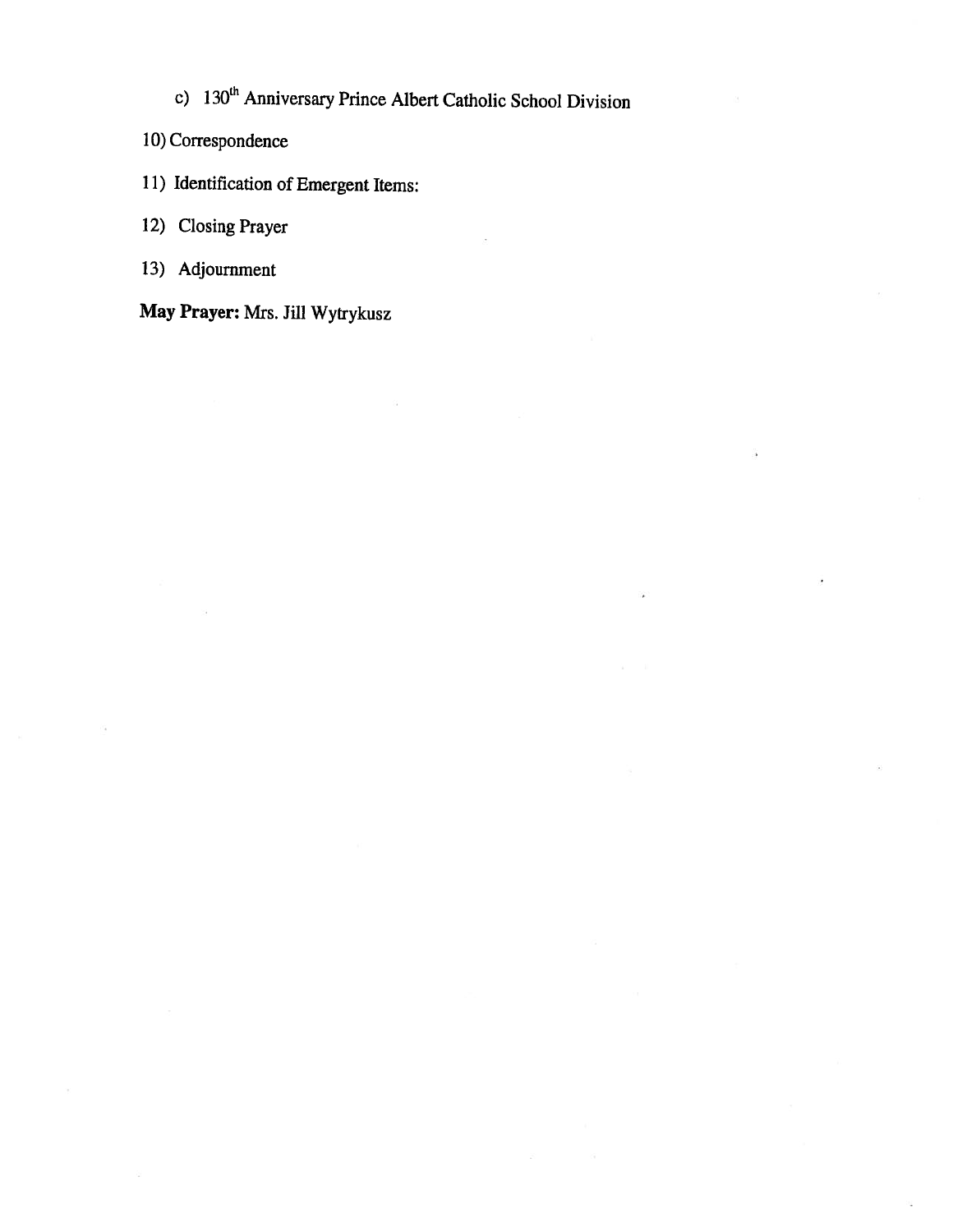c) 130th Anniversary Prince Albert Catholic School Division

10) Correspondence

11) Identification of Emergent Items:

12) Closing Prayer

13) Adjournment

**May Prayer:** Mrs. Jill Wytrykusz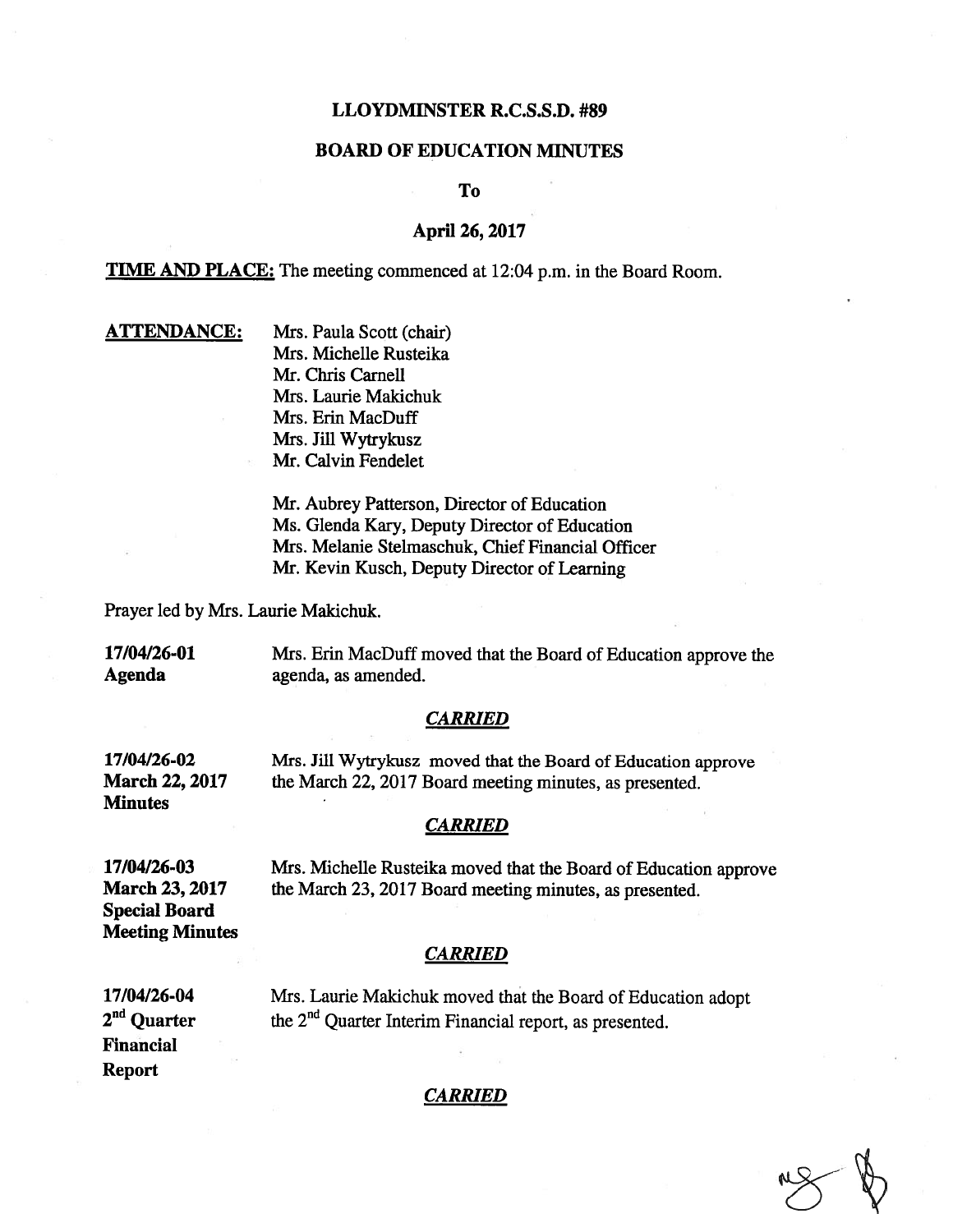# LLOYDMINSTER R.C.S.S.D. #89

## BOARD OF EDUCATION MINUTES

**To**

**April 26, 2017**

**TIME AND PLACE:** The meeting commenced at 12:04 p.m. in the Board Room.

**ATTENDANCE:**

Mrs. Paula Scott (chair)
Mrs. Michelle Rusteika
Mr. Chris Carnell
Mrs. Laurie Makichuk
Mrs. Erin MacDuff
Mrs. Jill Wytrykusz
Mr. Calvin Fendelet

Mr. Aubrey Patterson, Director of Education
Ms. Glenda Kary, Deputy Director of Education
Mrs. Melanie Stelmaschuk, Chief Financial Officer
Mr. Kevin Kusch, Deputy Director of Learning

Prayer led by Mrs. Laurie Makichuk.

**17/04/26-01**
**Agenda**

Mrs. Erin MacDuff moved that the Board of Education approve the agenda, as amended.

***CARRIED***

**17/04/26-02**
**March 22, 2017 Minutes**

Mrs. Jill Wytrykusz moved that the Board of Education approve the March 22, 2017 Board meeting minutes, as presented.

***CARRIED***

**17/04/26-03**
**March 23, 2017 Special Board Meeting Minutes**

Mrs. Michelle Rusteika moved that the Board of Education approve the March 23, 2017 Board meeting minutes, as presented.

***CARRIED***

**17/04/26-04**
**2nd Quarter Financial Report**

Mrs. Laurie Makichuk moved that the Board of Education adopt the 2nd Quarter Interim Financial report, as presented.

***CARRIED***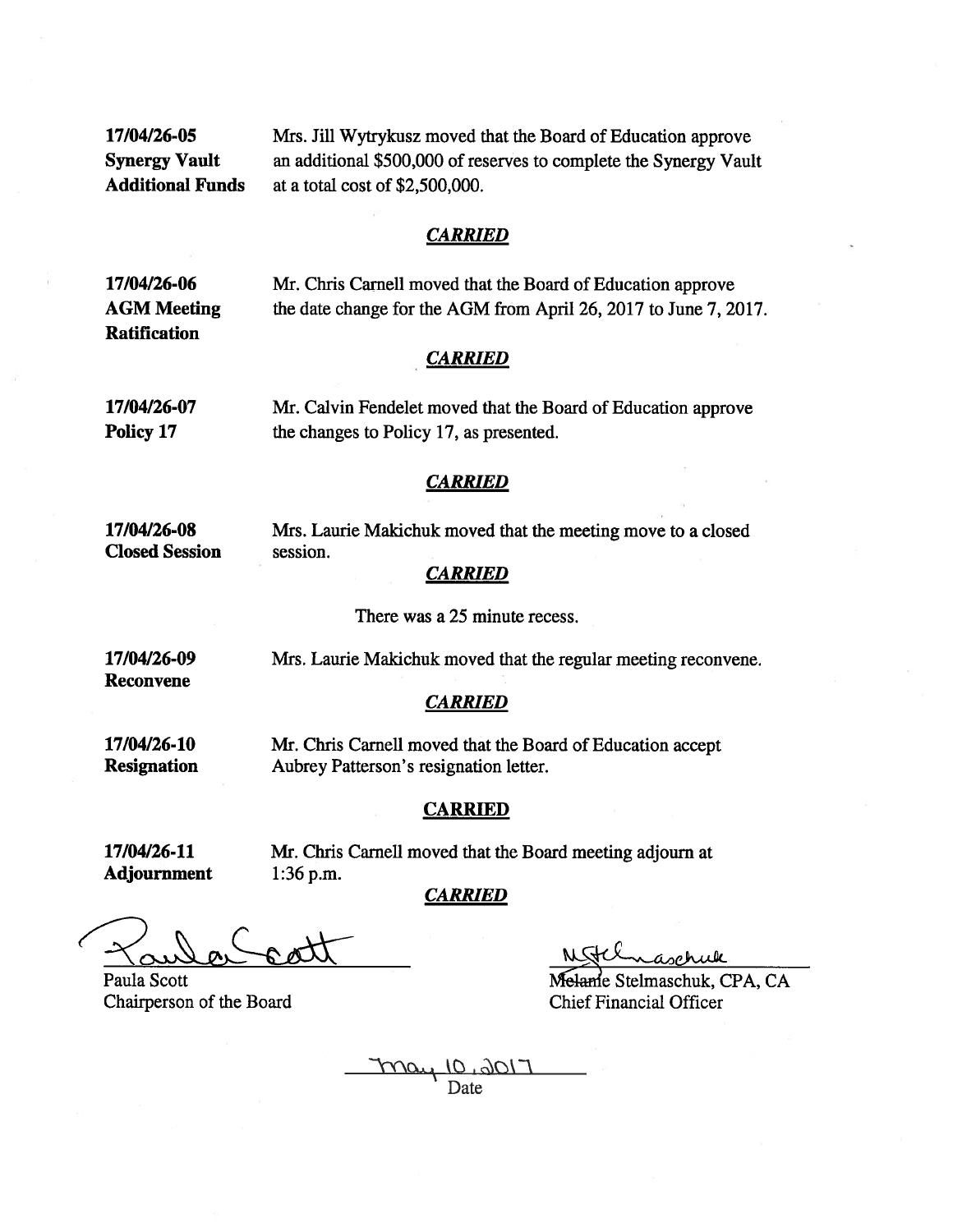**17/04/26-05**
**Synergy Vault Additional Funds**

Mrs. Jill Wytrykusz moved that the Board of Education approve an additional $500,000 of reserves to complete the Synergy Vault at a total cost of $2,500,000.

***CARRIED***

**17/04/26-06**
**AGM Meeting Ratification**

Mr. Chris Carnell moved that the Board of Education approve the date change for the AGM from April 26, 2017 to June 7, 2017.

***CARRIED***

**17/04/26-07**
**Policy 17**

Mr. Calvin Fendelet moved that the Board of Education approve the changes to Policy 17, as presented.

***CARRIED***

**17/04/26-08**
**Closed Session**

Mrs. Laurie Makichuk moved that the meeting move to a closed session.

***CARRIED***

There was a 25 minute recess.

**17/04/26-09**
**Reconvene**

Mrs. Laurie Makichuk moved that the regular meeting reconvene.

***CARRIED***

**17/04/26-10**
**Resignation**

Mr. Chris Carnell moved that the Board of Education accept Aubrey Patterson's resignation letter.

**CARRIED**

**17/04/26-11**
**Adjournment**

Mr. Chris Carnell moved that the Board meeting adjourn at 1:36 p.m.

***CARRIED***

Paula Scott
Chairperson of the Board

Melanie Stelmaschuk, CPA, CA
Chief Financial Officer

May 10, 2017
Date